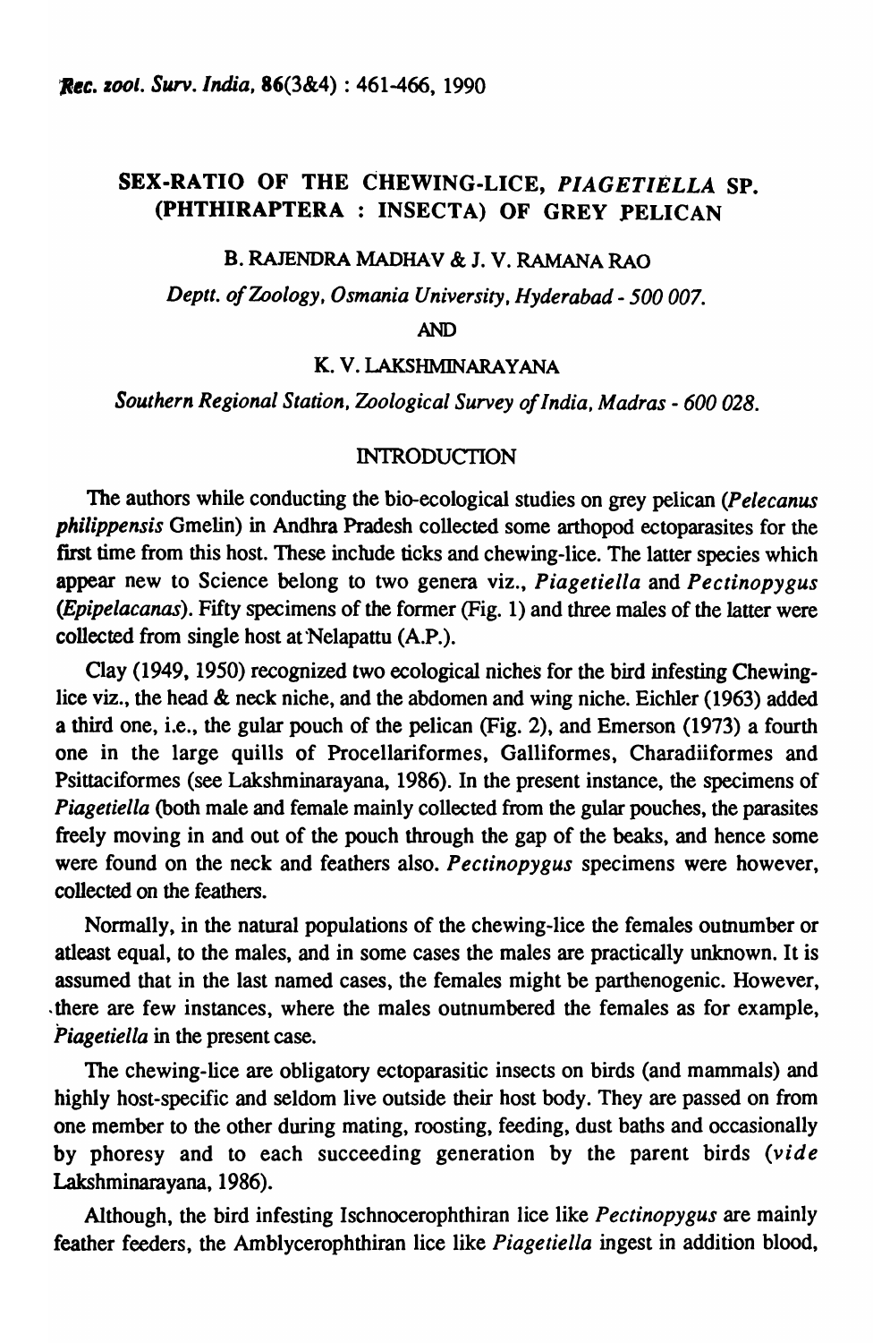# SEX-RATIO OF THE CHEWING-LICE, *PIAGETIELLA* SP. (PHTHIRAPTERA : INSECTA) OF GREY PELICAN

B. RAJENDRA MADHAV & J. V. RAMANA RAO

*Deptt. of Zoology, Osmania University, Hyderabad - 500 007.*

AND

K. V. LAKSHMINARAYANA

*Southern Regional Station, Zoological Survey of India, Madras - 600 028.*

## INTRODUCTION

The authors while conducting the bio-ecological studies on grey pelican (*Pelecanus philippensis* Gmelin) in Andhra Pradesh collected some arthopod ectoparasites for the first time from this host. These include ticks and chewing-lice. The latter species which appear new to Science belong to two genera viz., *Piagetiella* and *Pectinopygus* (*Epipelacanas*). Fifty specimens of the former (Fig. 1) and three males of the latter were collected from single host at Nelapattu (A.P.).

Clay (1949, 1950) recognized two ecological niches for the bird infesting Chewing-lice viz., the head & neck niche, and the abdomen and wing niche. Eichler (1963) added a third one, i.e., the gular pouch of the pelican (Fig. 2), and Emerson (1973) a fourth one in the large quills of Procellariformes, Galliformes, Charadiiformes and Psittaciformes (see Lakshminarayana, 1986). In the present instance, the specimens of *Piagetiella* (both male and female mainly collected from the gular pouches, the parasites freely moving in and out of the pouch through the gap of the beaks, and hence some were found on the neck and feathers also. *Pectinopygus* specimens were however, collected on the feathers.

Normally, in the natural populations of the chewing-lice the females outnumber or atleast equal, to the males, and in some cases the males are practically unknown. It is assumed that in the last named cases, the females might be parthenogenic. However, there are few instances, where the males outnumbered the females as for example, *Piagetiella* in the present case.

The chewing-lice are obligatory ectoparasitic insects on birds (and mammals) and highly host-specific and seldom live outside their host body. They are passed on from one member to the other during mating, roosting, feeding, dust baths and occasionally by phoresy and to each succeeding generation by the parent birds (*vide* Lakshminarayana, 1986).

Although, the bird infesting Ischnocerophthiran lice like *Pectinopygus* are mainly feather feeders, the Amblycerophthiran lice like *Piagetiella* ingest in addition blood,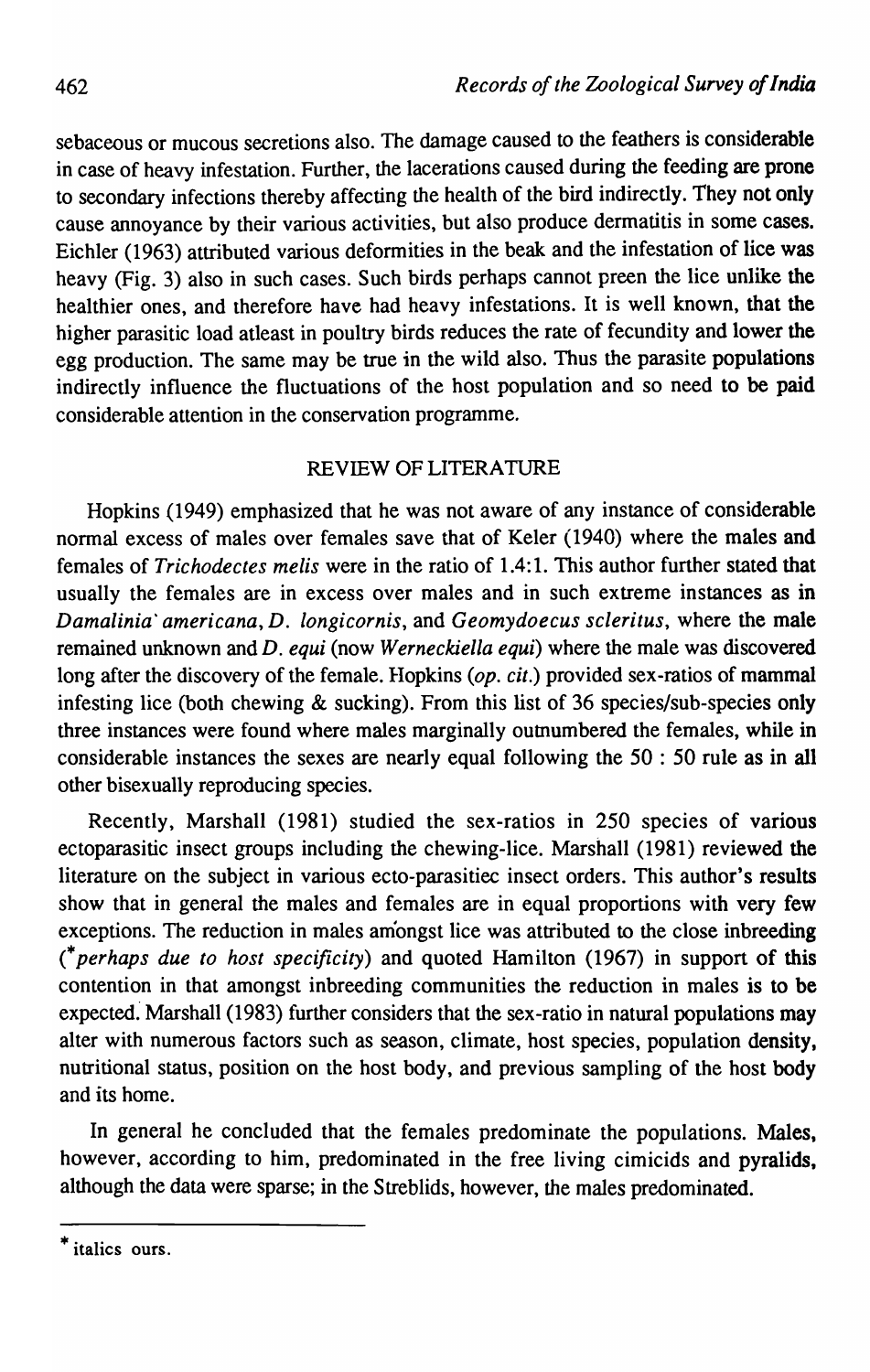sebaceous or mucous secretions also. The damage caused to the feathers is considerable in case of heavy infestation. Further, the lacerations caused during the feeding are prone to secondary infections thereby affecting the health of the bird indirectly. They not only cause annoyance by their various activities, but also produce dermatitis in some cases. Eichler (1963) attributed various deformities in the beak and the infestation of lice was heavy (Fig. 3) also in such cases. Such birds perhaps cannot preen the lice unlike the healthier ones, and therefore have had heavy infestations. It is well known, that the higher parasitic load atleast in poultry birds reduces the rate of fecundity and lower the egg production. The same may be true in the wild also. Thus the parasite populations indirectly influence the fluctuations of the host population and so need to be paid considerable attention in the conservation programme.

## REVIEW OF LITERATURE

Hopkins (1949) emphasized that he was not aware of any instance of considerable normal excess of males over females save that of Keler (1940) where the males and females of *Trichodectes melis* were in the ratio of 1.4:1. This author further stated that usually the females are in excess over males and in such extreme instances as in *Damalinia americana*, *D. longicornis*, and *Geomydoecus scleritus*, where the male remained unknown and *D. equi* (now *Werneckiella equi*) where the male was discovered long after the discovery of the female. Hopkins (*op. cit.*) provided sex-ratios of mammal infesting lice (both chewing & sucking). From this list of 36 species/sub-species only three instances were found where males marginally outnumbered the females, while in considerable instances the sexes are nearly equal following the 50 : 50 rule as in all other bisexually reproducing species.

Recently, Marshall (1981) studied the sex-ratios in 250 species of various ectoparasitic insect groups including the chewing-lice. Marshall (1981) reviewed the literature on the subject in various ecto-parasitiec insect orders. This author's results show that in general the males and females are in equal proportions with very few exceptions. The reduction in males amongst lice was attributed to the close inbreeding (**perhaps due to host specificity*) and quoted Hamilton (1967) in support of this contention in that amongst inbreeding communities the reduction in males is to be expected. Marshall (1983) further considers that the sex-ratio in natural populations may alter with numerous factors such as season, climate, host species, population density, nutritional status, position on the host body, and previous sampling of the host body and its home.

In general he concluded that the females predominate the populations. Males, however, according to him, predominated in the free living cimicids and pyralids, although the data were sparse; in the Streblids, however, the males predominated.

---

* italics ours.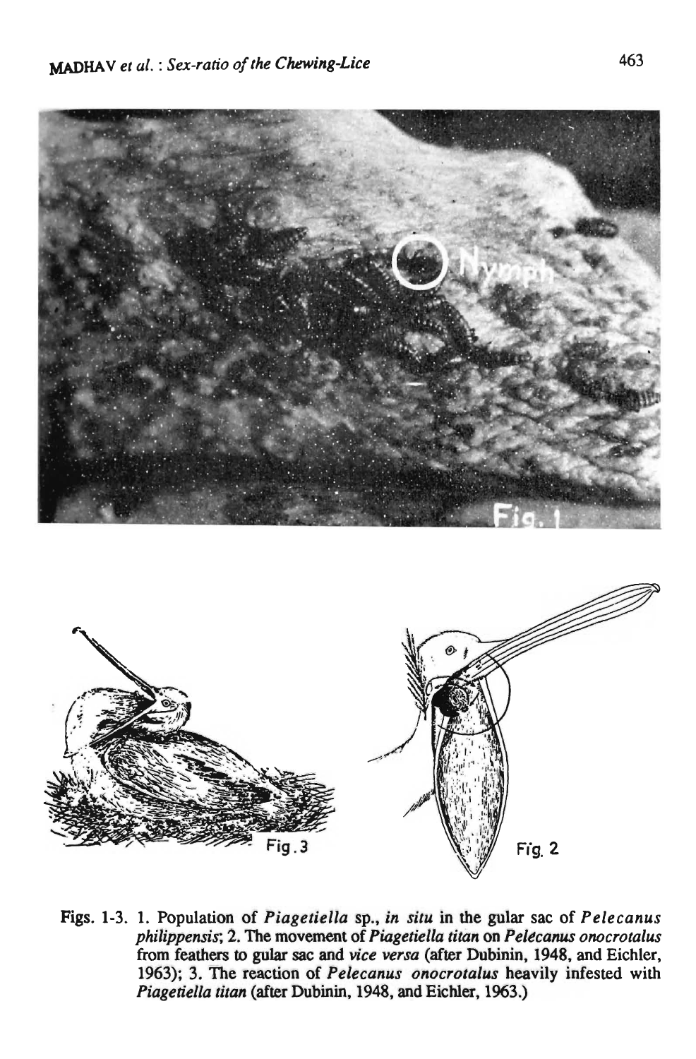Figs. 1-3. 1. Population of *Piagetiella* sp., *in situ* in the gular sac of *Pelecanus philippensis*; 2. The movement of *Piagetiella titan* on *Pelecanus onocrotalus* from feathers to gular sac and *vice versa* (after Dubinin, 1948, and Eichler, 1963); 3. The reaction of *Pelecanus onocrotalus* heavily infested with *Piagetiella titan* (after Dubinin, 1948, and Eichler, 1963.)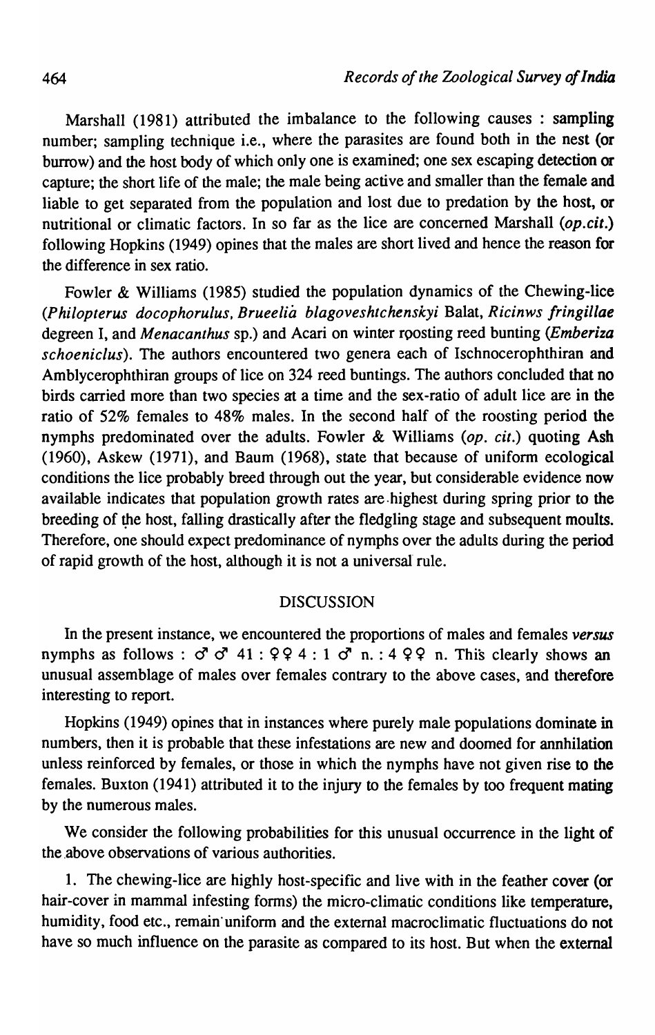Marshall (1981) attributed the imbalance to the following causes : sampling number; sampling technique i.e., where the parasites are found both in the nest (or burrow) and the host body of which only one is examined; one sex escaping detection or capture; the short life of the male; the male being active and smaller than the female and liable to get separated from the population and lost due to predation by the host, or nutritional or climatic factors. In so far as the lice are concerned Marshall (*op.cit.*) following Hopkins (1949) opines that the males are short lived and hence the reason for the difference in sex ratio.

Fowler & Williams (1985) studied the population dynamics of the Chewing-lice (*Philopterus docophorulus, Brueelià blagoveshtchenskyi* Balat, *Ricinws fringillae* degreen I, and *Menacanthus* sp.) and Acari on winter roosting reed bunting (*Emberiza schoeniclus*). The authors encountered two genera each of Ischnocerophthiran and Amblycerophthiran groups of lice on 324 reed buntings. The authors concluded that no birds carried more than two species at a time and the sex-ratio of adult lice are in the ratio of 52% females to 48% males. In the second half of the roosting period the nymphs predominated over the adults. Fowler & Williams (*op. cit.*) quoting Ash (1960), Askew (1971), and Baum (1968), state that because of uniform ecological conditions the lice probably breed through out the year, but considerable evidence now available indicates that population growth rates are highest during spring prior to the breeding of the host, falling drastically after the fledgling stage and subsequent moults. Therefore, one should expect predominance of nymphs over the adults during the period of rapid growth of the host, although it is not a universal rule.

## DISCUSSION

In the present instance, we encountered the proportions of males and females *versus* nymphs as follows : ♂♂ 41 : ♀♀ 4 : 1 ♂ n. : 4 ♀♀ n. This clearly shows an unusual assemblage of males over females contrary to the above cases, and therefore interesting to report.

Hopkins (1949) opines that in instances where purely male populations dominate in numbers, then it is probable that these infestations are new and doomed for annhilation unless reinforced by females, or those in which the nymphs have not given rise to the females. Buxton (1941) attributed it to the injury to the females by too frequent mating by the numerous males.

We consider the following probabilities for this unusual occurrence in the light of the above observations of various authorities.

1. The chewing-lice are highly host-specific and live with in the feather cover (or hair-cover in mammal infesting forms) the micro-climatic conditions like temperature, humidity, food etc., remain uniform and the external macroclimatic fluctuations do not have so much influence on the parasite as compared to its host. But when the external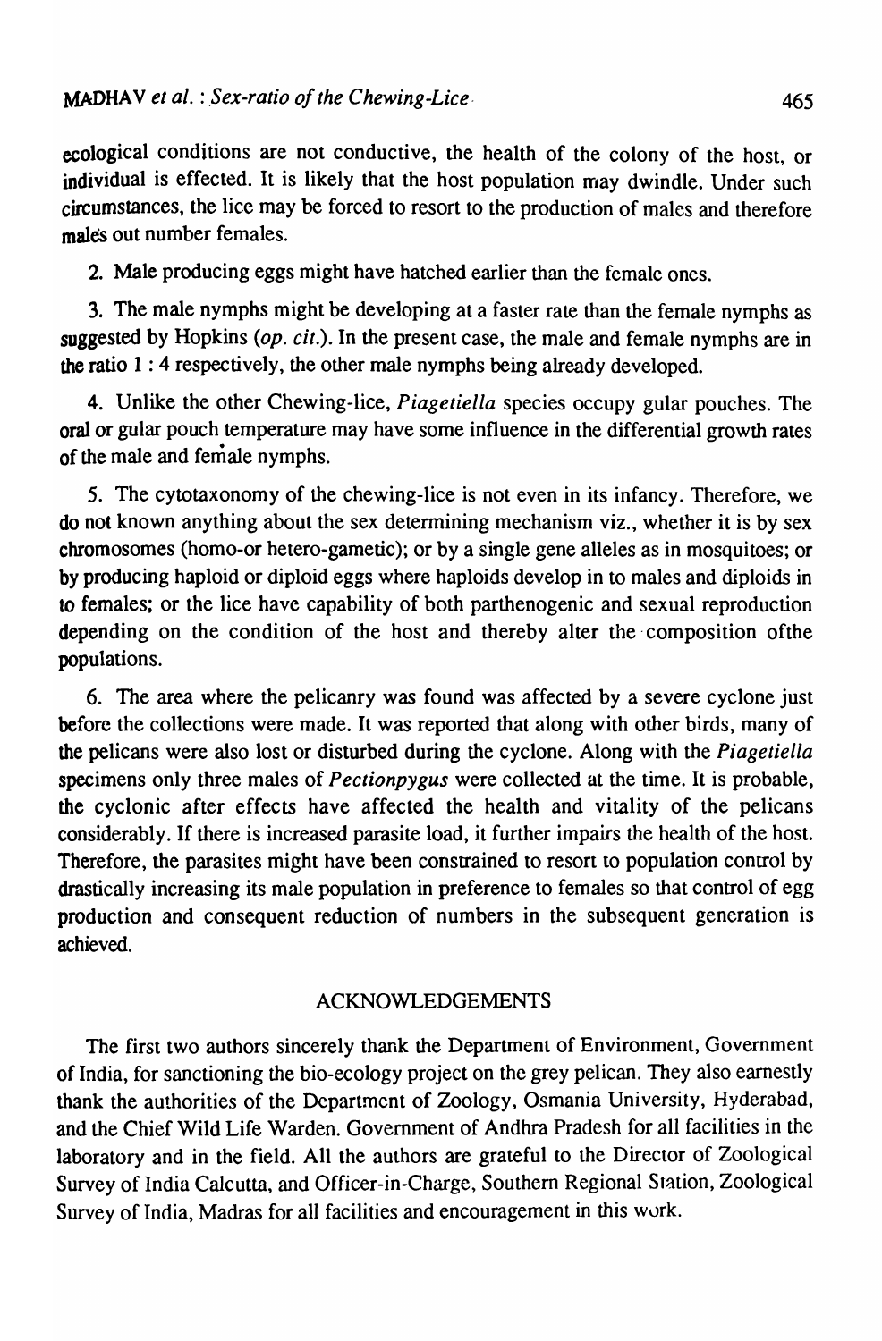ecological conditions are not conductive, the health of the colony of the host, or individual is effected. It is likely that the host population may dwindle. Under such circumstances, the lice may be forced to resort to the production of males and therefore males out number females.

2. Male producing eggs might have hatched earlier than the female ones.

3. The male nymphs might be developing at a faster rate than the female nymphs as suggested by Hopkins (*op. cit.*). In the present case, the male and female nymphs are in the ratio 1 : 4 respectively, the other male nymphs being already developed.

4. Unlike the other Chewing-lice, *Piagetiella* species occupy gular pouches. The oral or gular pouch temperature may have some influence in the differential growth rates of the male and female nymphs.

5. The cytotaxonomy of the chewing-lice is not even in its infancy. Therefore, we do not known anything about the sex determining mechanism viz., whether it is by sex chromosomes (homo-or hetero-gametic); or by a single gene alleles as in mosquitoes; or by producing haploid or diploid eggs where haploids develop in to males and diploids in to females; or the lice have capability of both parthenogenic and sexual reproduction depending on the condition of the host and thereby alter the composition ofthe populations.

6. The area where the pelicanry was found was affected by a severe cyclone just before the collections were made. It was reported that along with other birds, many of the pelicans were also lost or disturbed during the cyclone. Along with the *Piagetiella* specimens only three males of *Pectionpygus* were collected at the time. It is probable, the cyclonic after effects have affected the health and vitality of the pelicans considerably. If there is increased parasite load, it further impairs the health of the host. Therefore, the parasites might have been constrained to resort to population control by drastically increasing its male population in preference to females so that control of egg production and consequent reduction of numbers in the subsequent generation is achieved.

## ACKNOWLEDGEMENTS

The first two authors sincerely thank the Department of Environment, Government of India, for sanctioning the bio-ecology project on the grey pelican. They also earnestly thank the authorities of the Department of Zoology, Osmania University, Hyderabad, and the Chief Wild Life Warden. Government of Andhra Pradesh for all facilities in the laboratory and in the field. All the authors are grateful to the Director of Zoological Survey of India Calcutta, and Officer-in-Charge, Southern Regional Station, Zoological Survey of India, Madras for all facilities and encouragement in this work.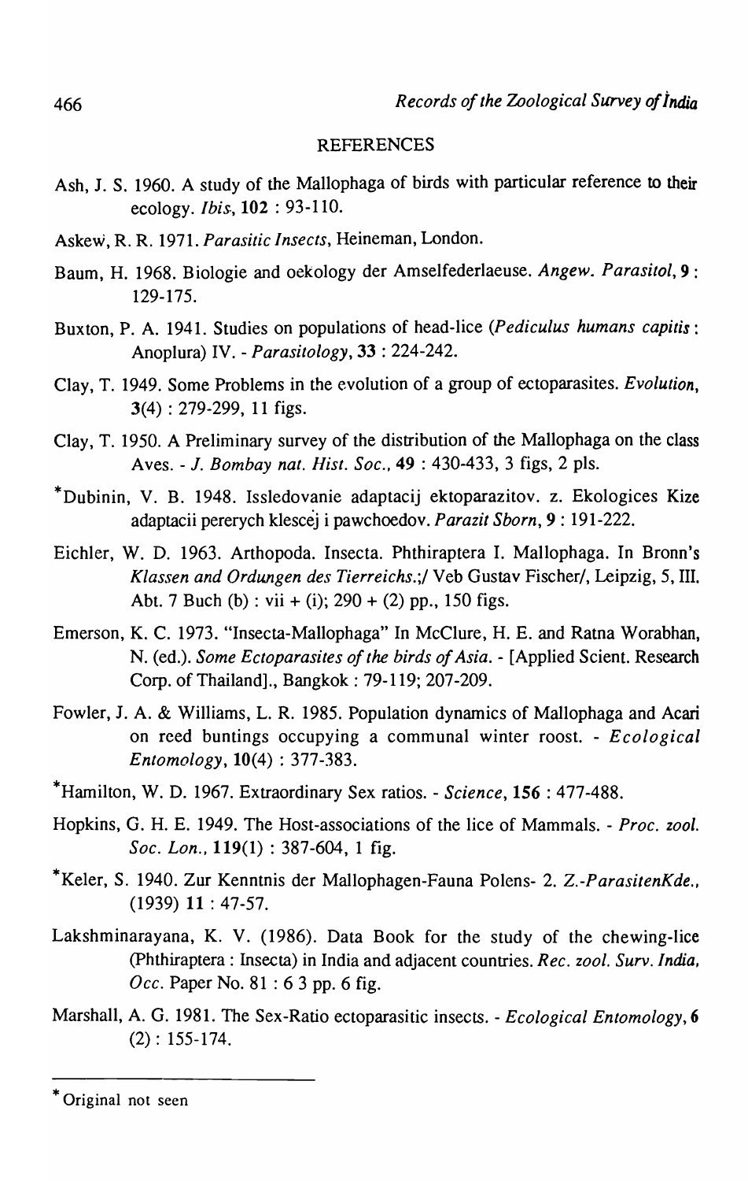## REFERENCES

Ash, J. S. 1960. A study of the Mallophaga of birds with particular reference to their ecology. *Ibis*, **102** : 93-110.

Askew, R. R. 1971. *Parasitic Insects*, Heineman, London.

Baum, H. 1968. Biologie and oekology der Amselfederlaeuse. *Angew. Parasitol*, **9** : 129-175.

Buxton, P. A. 1941. Studies on populations of head-lice (*Pediculus humans capitis* : Anoplura) IV. - *Parasitology*, **33** : 224-242.

Clay, T. 1949. Some Problems in the evolution of a group of ectoparasites. *Evolution*, **3**(4) : 279-299, 11 figs.

Clay, T. 1950. A Preliminary survey of the distribution of the Mallophaga on the class Aves. - *J. Bombay nat. Hist. Soc.*, **49** : 430-433, 3 figs, 2 pls.

*Dubinin, V. B. 1948. Issledovanie adaptacij ektoparazitov. z. Ekologices Kize adaptacii pererych klescej i pawchoedov. *Parazit Sborn*, **9** : 191-222.

Eichler, W. D. 1963. Arthopoda. Insecta. Phthiraptera I. Mallophaga. In Bronn's *Klassen and Ordungen des Tierreichs.*;/ Veb Gustav Fischer/, Leipzig, 5, III. Abt. 7 Buch (b) : vii + (i); 290 + (2) pp., 150 figs.

Emerson, K. C. 1973. "Insecta-Mallophaga" In McClure, H. E. and Ratna Worabhan, N. (ed.). *Some Ectoparasites of the birds of Asia*. - [Applied Scient. Research Corp. of Thailand]., Bangkok : 79-119; 207-209.

Fowler, J. A. & Williams, L. R. 1985. Population dynamics of Mallophaga and Acari on reed buntings occupying a communal winter roost. - *Ecological Entomology*, **10**(4) : 377-383.

*Hamilton, W. D. 1967. Extraordinary Sex ratios. - *Science*, **156** : 477-488.

Hopkins, G. H. E. 1949. The Host-associations of the lice of Mammals. - *Proc. zool. Soc. Lon.*, **119**(1) : 387-604, 1 fig.

*Keler, S. 1940. Zur Kenntnis der Mallophagen-Fauna Polens- 2. *Z.-ParasitenKde.*, (1939) **11** : 47-57.

Lakshminarayana, K. V. (1986). Data Book for the study of the chewing-lice (Phthiraptera : Insecta) in India and adjacent countries. *Rec. zool. Surv. India, Occ.* Paper No. 81 : 6 3 pp. 6 fig.

Marshall, A. G. 1981. The Sex-Ratio ectoparasitic insects. - *Ecological Entomology*, **6** (2) : 155-174.

---

* Original not seen